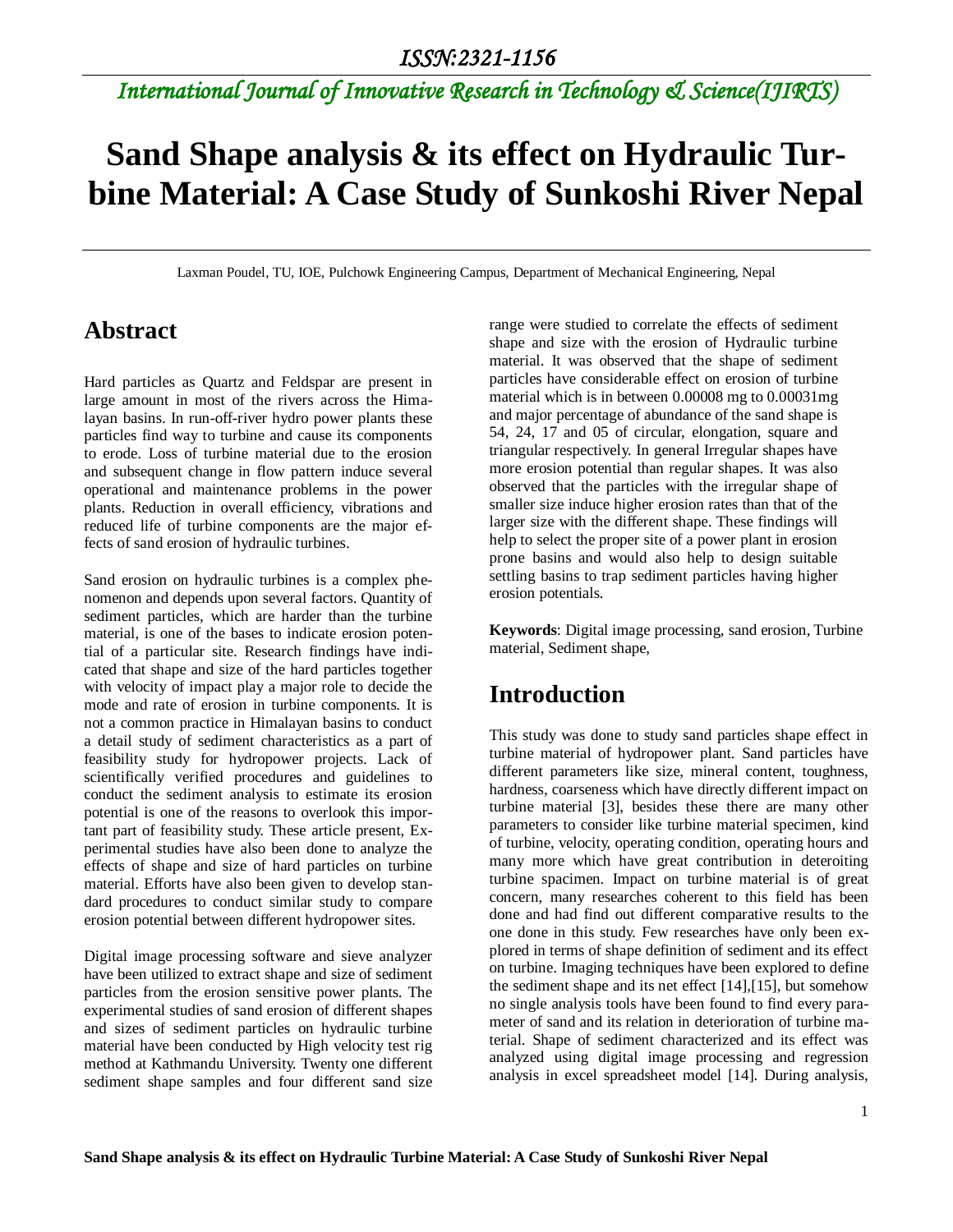# Sand Shape analysis & its effect on Hydraulic Turbine Material: A Case Study of Sunkoshi River Nepal

Laxman Poudel, TU, IOE, Pulchowk Engineering Campus, Department of Mechanical Engineering, Nepal

## Abstract

Hard particles as Quartz and Feldspar are present in large amount in most of the rivers across the Himalayan basins. In run-off-river hydro power plants these particles find way to turbine and cause its components to erode. Loss of turbine material due to the erosion and subsequent change in flow pattern induce several operational and maintenance problems in the power plants. Reduction in overall efficiency, vibrations and reduced life of turbine components are the major effects of sand erosion of hydraulic turbines.

Sand erosion on hydraulic turbines is a complex phenomenon and depends upon several factors. Quantity of sediment particles, which are harder than the turbine material, is one of the bases to indicate erosion potential of a particular site. Research findings have indicated that shape and size of the hard particles together with velocity of impact play a major role to decide the mode and rate of erosion in turbine components. It is not a common practice in Himalayan basins to conduct a detail study of sediment characteristics as a part of feasibility study for hydropower projects. Lack of scientifically verified procedures and guidelines to conduct the sediment analysis to estimate its erosion potential is one of the reasons to overlook this important part of feasibility study. These article present, Experimental studies have also been done to analyze the effects of shape and size of hard particles on turbine material. Efforts have also been given to develop standard procedures to conduct similar study to compare erosion potential between different hydropower sites.

Digital image processing software and sieve analyzer have been utilized to extract shape and size of sediment particles from the erosion sensitive power plants. The experimental studies of sand erosion of different shapes and sizes of sediment particles on hydraulic turbine material have been conducted by High velocity test rig method at Kathmandu University. Twenty one different sediment shape samples and four different sand size range were studied to correlate the effects of sediment shape and size with the erosion of Hydraulic turbine material. It was observed that the shape of sediment particles have considerable effect on erosion of turbine material which is in between 0.00008 mg to 0.00031mg and major percentage of abundance of the sand shape is 54, 24, 17 and 05 of circular, elongation, square and triangular respectively. In general Irregular shapes have more erosion potential than regular shapes. It was also observed that the particles with the irregular shape of smaller size induce higher erosion rates than that of the larger size with the different shape. These findings will help to select the proper site of a power plant in erosion prone basins and would also help to design suitable settling basins to trap sediment particles having higher erosion potentials.

**Keywords**: Digital image processing, sand erosion, Turbine material, Sediment shape,

## Introduction

This study was done to study sand particles shape effect in turbine material of hydropower plant. Sand particles have different parameters like size, mineral content, toughness, hardness, coarseness which have directly different impact on turbine material [3], besides these there are many other parameters to consider like turbine material specimen, kind of turbine, velocity, operating condition, operating hours and many more which have great contribution in deteroiting turbine spacimen. Impact on turbine material is of great concern, many researches coherent to this field has been done and had find out different comparative results to the one done in this study. Few researches have only been explored in terms of shape definition of sediment and its effect on turbine. Imaging techniques have been explored to define the sediment shape and its net effect [14],[15], but somehow no single analysis tools have been found to find every parameter of sand and its relation in deterioration of turbine material. Shape of sediment characterized and its effect was analyzed using digital image processing and regression analysis in excel spreadsheet model [14]. During analysis,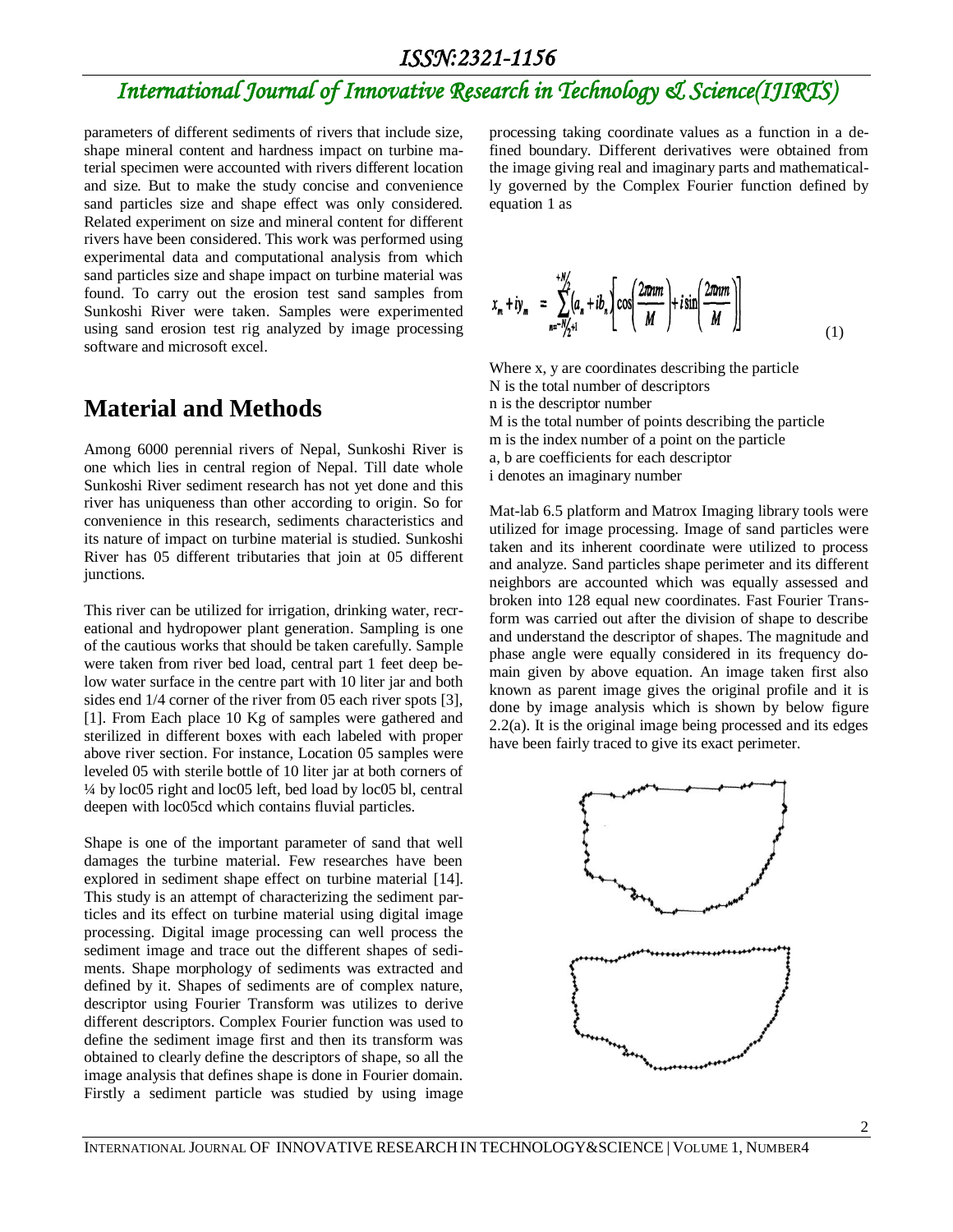parameters of different sediments of rivers that include size, shape mineral content and hardness impact on turbine material specimen were accounted with rivers different location and size. But to make the study concise and convenience sand particles size and shape effect was only considered. Related experiment on size and mineral content for different rivers have been considered. This work was performed using experimental data and computational analysis from which sand particles size and shape impact on turbine material was found. To carry out the erosion test sand samples from Sunkoshi River were taken. Samples were experimented using sand erosion test rig analyzed by image processing software and microsoft excel.

# Material and Methods

Among 6000 perennial rivers of Nepal, Sunkoshi River is one which lies in central region of Nepal. Till date whole Sunkoshi River sediment research has not yet done and this river has uniqueness than other according to origin. So for convenience in this research, sediments characteristics and its nature of impact on turbine material is studied. Sunkoshi River has 05 different tributaries that join at 05 different junctions.

This river can be utilized for irrigation, drinking water, recreational and hydropower plant generation. Sampling is one of the cautious works that should be taken carefully. Sample were taken from river bed load, central part 1 feet deep below water surface in the centre part with 10 liter jar and both sides end 1/4 corner of the river from 05 each river spots [3], [1]. From Each place 10 Kg of samples were gathered and sterilized in different boxes with each labeled with proper above river section. For instance, Location 05 samples were leveled 05 with sterile bottle of 10 liter jar at both corners of ¼ by loc05 right and loc05 left, bed load by loc05 bl, central deepen with loc05cd which contains fluvial particles.

Shape is one of the important parameter of sand that well damages the turbine material. Few researches have been explored in sediment shape effect on turbine material [14]. This study is an attempt of characterizing the sediment particles and its effect on turbine material using digital image processing. Digital image processing can well process the sediment image and trace out the different shapes of sediments. Shape morphology of sediments was extracted and defined by it. Shapes of sediments are of complex nature, descriptor using Fourier Transform was utilizes to derive different descriptors. Complex Fourier function was used to define the sediment image first and then its transform was obtained to clearly define the descriptors of shape, so all the image analysis that defines shape is done in Fourier domain. Firstly a sediment particle was studied by using image processing taking coordinate values as a function in a defined boundary. Different derivatives were obtained from the image giving real and imaginary parts and mathematically governed by the Complex Fourier function defined by equation 1 as

$$x_m + iy_m = \sum_{n=-N/2+1}^{+N/2} (a_n + ib_n)\left[\cos\left(\frac{2\pi nm}{M}\right) + i\sin\left(\frac{2\pi nm}{M}\right)\right] \quad (1)$$

Where x, y are coordinates describing the particle  
N is the total number of descriptors  
n is the descriptor number  
M is the total number of points describing the particle  
m is the index number of a point on the particle  
a, b are coefficients for each descriptor  
i denotes an imaginary number

Mat-lab 6.5 platform and Matrox Imaging library tools were utilized for image processing. Image of sand particles were taken and its inherent coordinate were utilized to process and analyze. Sand particles shape perimeter and its different neighbors are accounted which was equally assessed and broken into 128 equal new coordinates. Fast Fourier Transform was carried out after the division of shape to describe and understand the descriptor of shapes. The magnitude and phase angle were equally considered in its frequency domain given by above equation. An image taken first also known as parent image gives the original profile and it is done by image analysis which is shown by below figure 2.2(a). It is the original image being processed and its edges have been fairly traced to give its exact perimeter.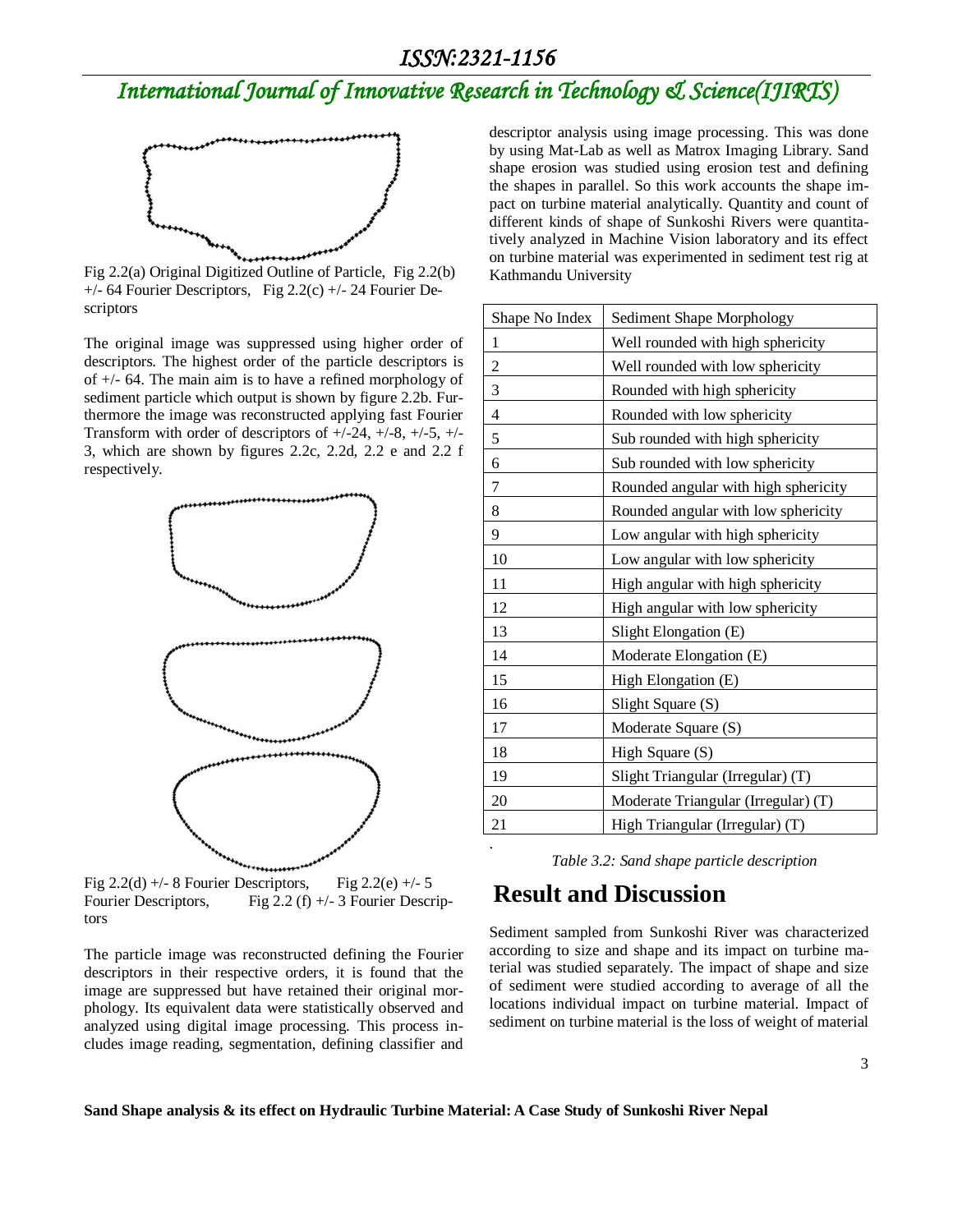Fig 2.2(a) Original Digitized Outline of Particle, Fig 2.2(b) +/- 64 Fourier Descriptors, Fig 2.2(c) +/- 24 Fourier Descriptors

The original image was suppressed using higher order of descriptors. The highest order of the particle descriptors is of +/- 64. The main aim is to have a refined morphology of sediment particle which output is shown by figure 2.2b. Furthermore the image was reconstructed applying fast Fourier Transform with order of descriptors of +/-24, +/-8, +/-5, +/-3, which are shown by figures 2.2c, 2.2d, 2.2 e and 2.2 f respectively.

Fig 2.2(d) +/- 8 Fourier Descriptors, Fig 2.2(e) +/- 5 Fourier Descriptors, Fig 2.2 (f) +/- 3 Fourier Descriptors

The particle image was reconstructed defining the Fourier descriptors in their respective orders, it is found that the image are suppressed but have retained their original morphology. Its equivalent data were statistically observed and analyzed using digital image processing. This process includes image reading, segmentation, defining classifier and descriptor analysis using image processing. This was done by using Mat-Lab as well as Matrox Imaging Library. Sand shape erosion was studied using erosion test and defining the shapes in parallel. So this work accounts the shape impact on turbine material analytically. Quantity and count of different kinds of shape of Sunkoshi Rivers were quantitatively analyzed in Machine Vision laboratory and its effect on turbine material was experimented in sediment test rig at Kathmandu University

| Shape No Index | Sediment Shape Morphology |
|---|---|
| 1 | Well rounded with high sphericity |
| 2 | Well rounded with low sphericity |
| 3 | Rounded with high sphericity |
| 4 | Rounded with low sphericity |
| 5 | Sub rounded with high sphericity |
| 6 | Sub rounded with low sphericity |
| 7 | Rounded angular with high sphericity |
| 8 | Rounded angular with low sphericity |
| 9 | Low angular with high sphericity |
| 10 | Low angular with low sphericity |
| 11 | High angular with high sphericity |
| 12 | High angular with low sphericity |
| 13 | Slight Elongation (E) |
| 14 | Moderate Elongation (E) |
| 15 | High Elongation (E) |
| 16 | Slight Square (S) |
| 17 | Moderate Square (S) |
| 18 | High Square (S) |
| 19 | Slight Triangular (Irregular) (T) |
| 20 | Moderate Triangular (Irregular) (T) |
| 21 | High Triangular (Irregular) (T) |

*Table 3.2: Sand shape particle description*

# Result and Discussion

Sediment sampled from Sunkoshi River was characterized according to size and shape and its impact on turbine material was studied separately. The impact of shape and size of sediment were studied according to average of all the locations individual impact on turbine material. Impact of sediment on turbine material is the loss of weight of material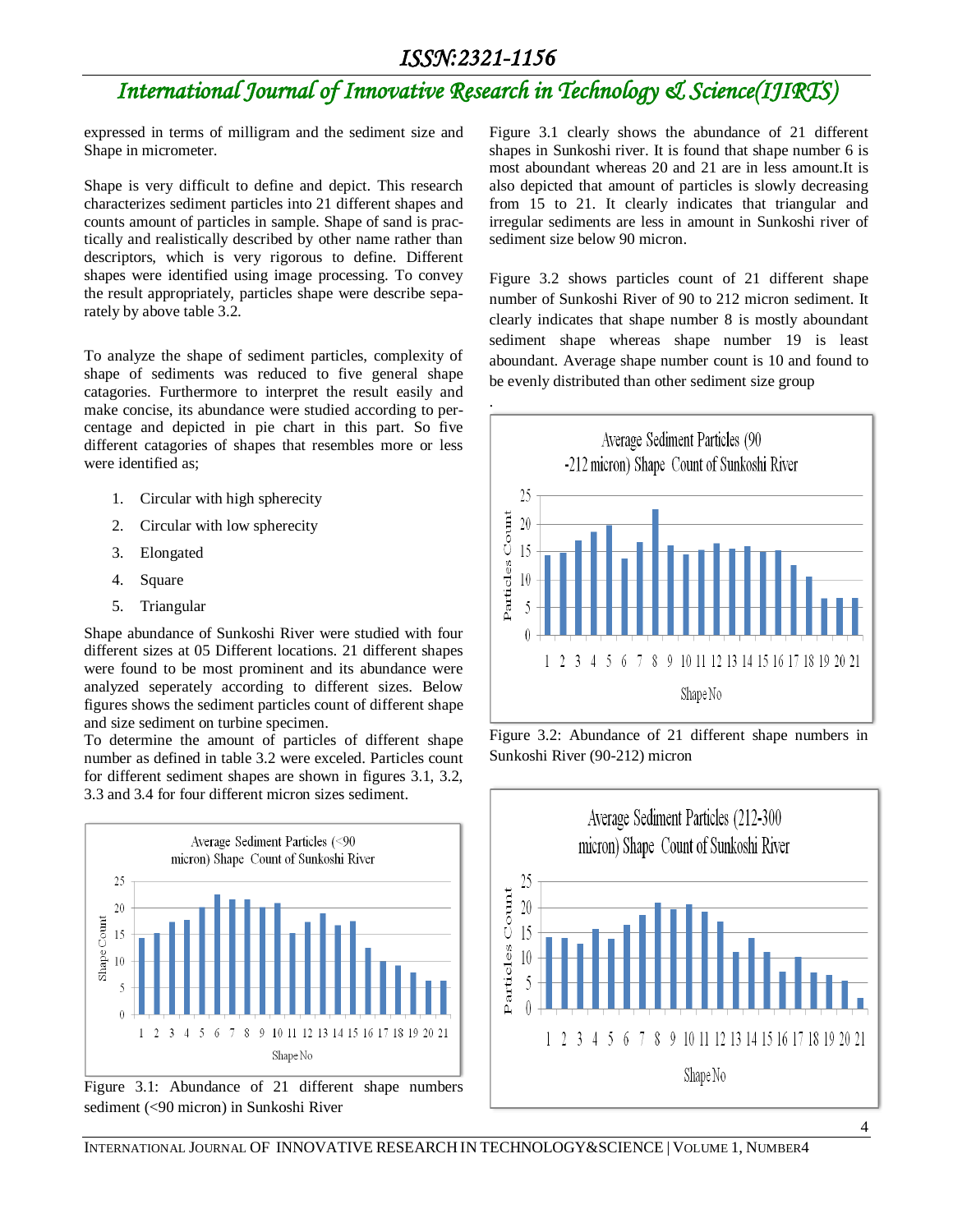expressed in terms of milligram and the sediment size and Shape in micrometer.

Shape is very difficult to define and depict. This research characterizes sediment particles into 21 different shapes and counts amount of particles in sample. Shape of sand is practically and realistically described by other name rather than descriptors, which is very rigorous to define. Different shapes were identified using image processing. To convey the result appropriately, particles shape were describe separately by above table 3.2.

To analyze the shape of sediment particles, complexity of shape of sediments was reduced to five general shape catagories. Furthermore to interpret the result easily and make concise, its abundance were studied according to percentage and depicted in pie chart in this part. So five different catagories of shapes that resembles more or less were identified as;

1. Circular with high spherecity
2. Circular with low spherecity
3. Elongated
4. Square
5. Triangular

Shape abundance of Sunkoshi River were studied with four different sizes at 05 Different locations. 21 different shapes were found to be most prominent and its abundance were analyzed seperately according to different sizes. Below figures shows the sediment particles count of different shape and size sediment on turbine specimen.

To determine the amount of particles of different shape number as defined in table 3.2 were exceled. Particles count for different sediment shapes are shown in figures 3.1, 3.2, 3.3 and 3.4 for four different micron sizes sediment.

Figure 3.1: Abundance of 21 different shape numbers sediment (<90 micron) in Sunkoshi River

Figure 3.1 clearly shows the abundance of 21 different shapes in Sunkoshi river. It is found that shape number 6 is most abundant whereas 20 and 21 are in less amount.It is also depicted that amount of particles is slowly decreasing from 15 to 21. It clearly indicates that triangular and irregular sediments are less in amount in Sunkoshi river of sediment size below 90 micron.

Figure 3.2 shows particles count of 21 different shape number of Sunkoshi River of 90 to 212 micron sediment. It clearly indicates that shape number 8 is mostly aboundant sediment shape whereas shape number 19 is least aboundant. Average shape number count is 10 and found to be evenly distributed than other sediment size group

.

Figure 3.2: Abundance of 21 different shape numbers in Sunkoshi River (90-212) micron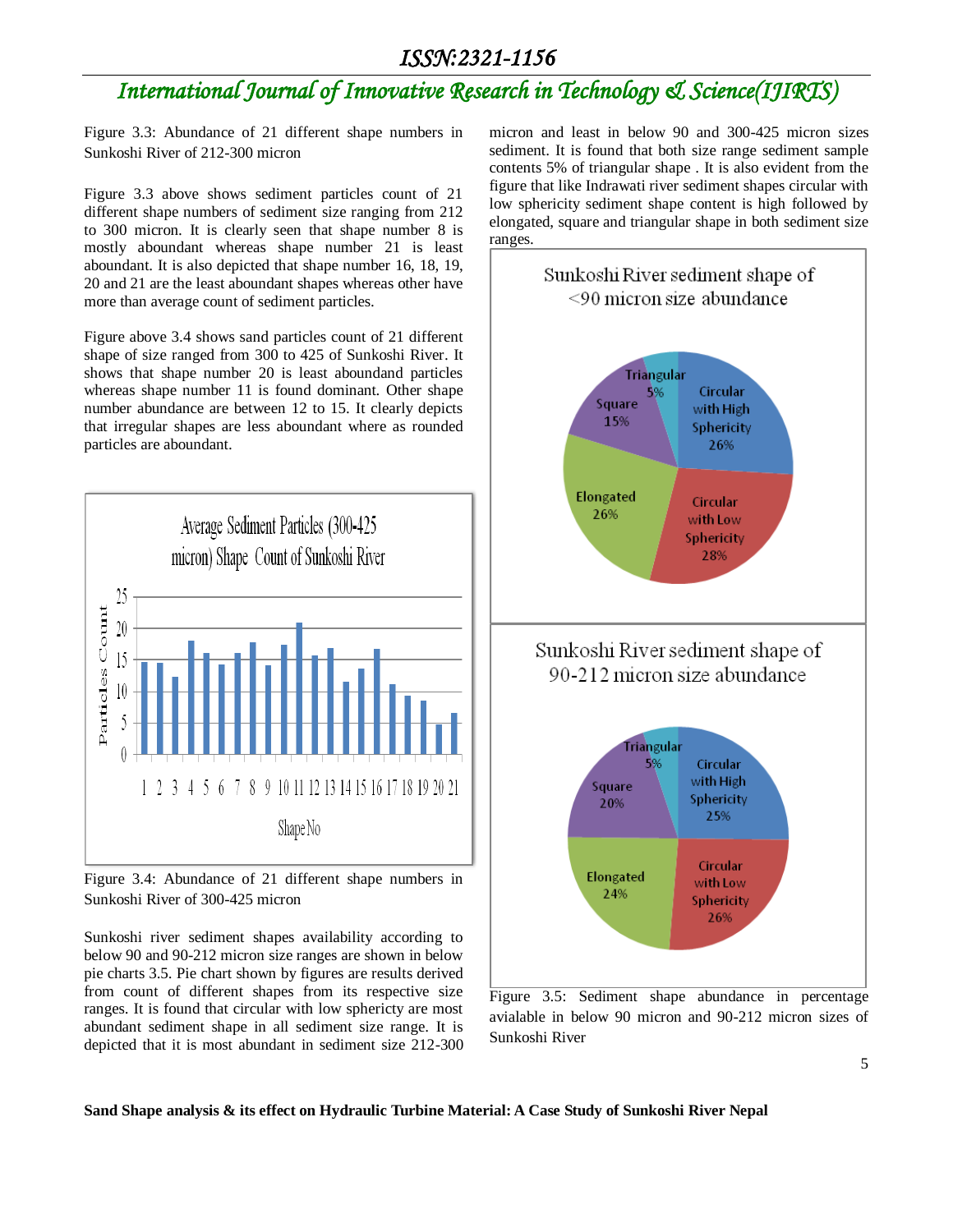Figure 3.3: Abundance of 21 different shape numbers in Sunkoshi River of 212-300 micron

Figure 3.3 above shows sediment particles count of 21 different shape numbers of sediment size ranging from 212 to 300 micron. It is clearly seen that shape number 8 is mostly aboundant whereas shape number 21 is least aboundant. It is also depicted that shape number 16, 18, 19, 20 and 21 are the least abundant shapes whereas other have more than average count of sediment particles.

Figure above 3.4 shows sand particles count of 21 different shape of size ranged from 300 to 425 of Sunkoshi River. It shows that shape number 20 is least aboundand particles whereas shape number 11 is found dominant. Other shape number abundance are between 12 to 15. It clearly depicts that irregular shapes are less aboundant where as rounded particles are aboundant.

Figure 3.4: Abundance of 21 different shape numbers in Sunkoshi River of 300-425 micron

Sunkoshi river sediment shapes availability according to below 90 and 90-212 micron size ranges are shown in below pie charts 3.5. Pie chart shown by figures are results derived from count of different shapes from its respective size ranges. It is found that circular with low sphericty are most abundant sediment shape in all sediment size range. It is depicted that it is most abundant in sediment size 212-300 micron and least in below 90 and 300-425 micron sizes sediment. It is found that both size range sediment sample contents 5% of triangular shape . It is also evident from the figure that like Indrawati river sediment shapes circular with low sphericity sediment shape content is high followed by elongated, square and triangular shape in both sediment size ranges.

Figure 3.5: Sediment shape abundance in percentage avialable in below 90 micron and 90-212 micron sizes of Sunkoshi River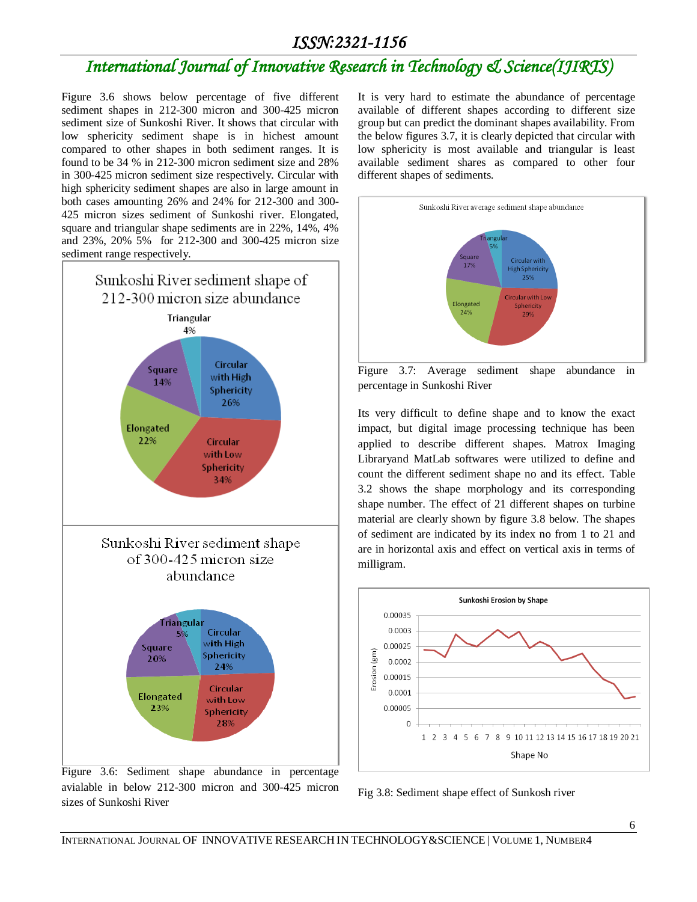Figure 3.6 shows below percentage of five different sediment shapes in 212-300 micron and 300-425 micron sediment size of Sunkoshi River. It shows that circular with low sphericity sediment shape is in hichest amount compared to other shapes in both sediment ranges. It is found to be 34 % in 212-300 micron sediment size and 28% in 300-425 micron sediment size respectively. Circular with high sphericity sediment shapes are also in large amount in both cases amounting 26% and 24% for 212-300 and 300-425 micron sizes sediment of Sunkoshi river. Elongated, square and triangular shape sediments are in 22%, 14%, 4% and 23%, 20% 5% for 212-300 and 300-425 micron size sediment range respectively.

Figure 3.6: Sediment shape abundance in percentage avialable in below 212-300 micron and 300-425 micron sizes of Sunkoshi River

It is very hard to estimate the abundance of percentage available of different shapes according to different size group but can predict the dominant shapes availability. From the below figures 3.7, it is clearly depicted that circular with low sphericity is most available and triangular is least available sediment shares as compared to other four different shapes of sediments.

Figure 3.7: Average sediment shape abundance in percentage in Sunkoshi River

Its very difficult to define shape and to know the exact impact, but digital image processing technique has been applied to describe different shapes. Matrox Imaging Libraryand MatLab softwares were utilized to define and count the different sediment shape no and its effect. Table 3.2 shows the shape morphology and its corresponding shape number. The effect of 21 different shapes on turbine material are clearly shown by figure 3.8 below. The shapes of sediment are indicated by its index no from 1 to 21 and are in horizontal axis and effect on vertical axis in terms of milligram.

Fig 3.8: Sediment shape effect of Sunkosh river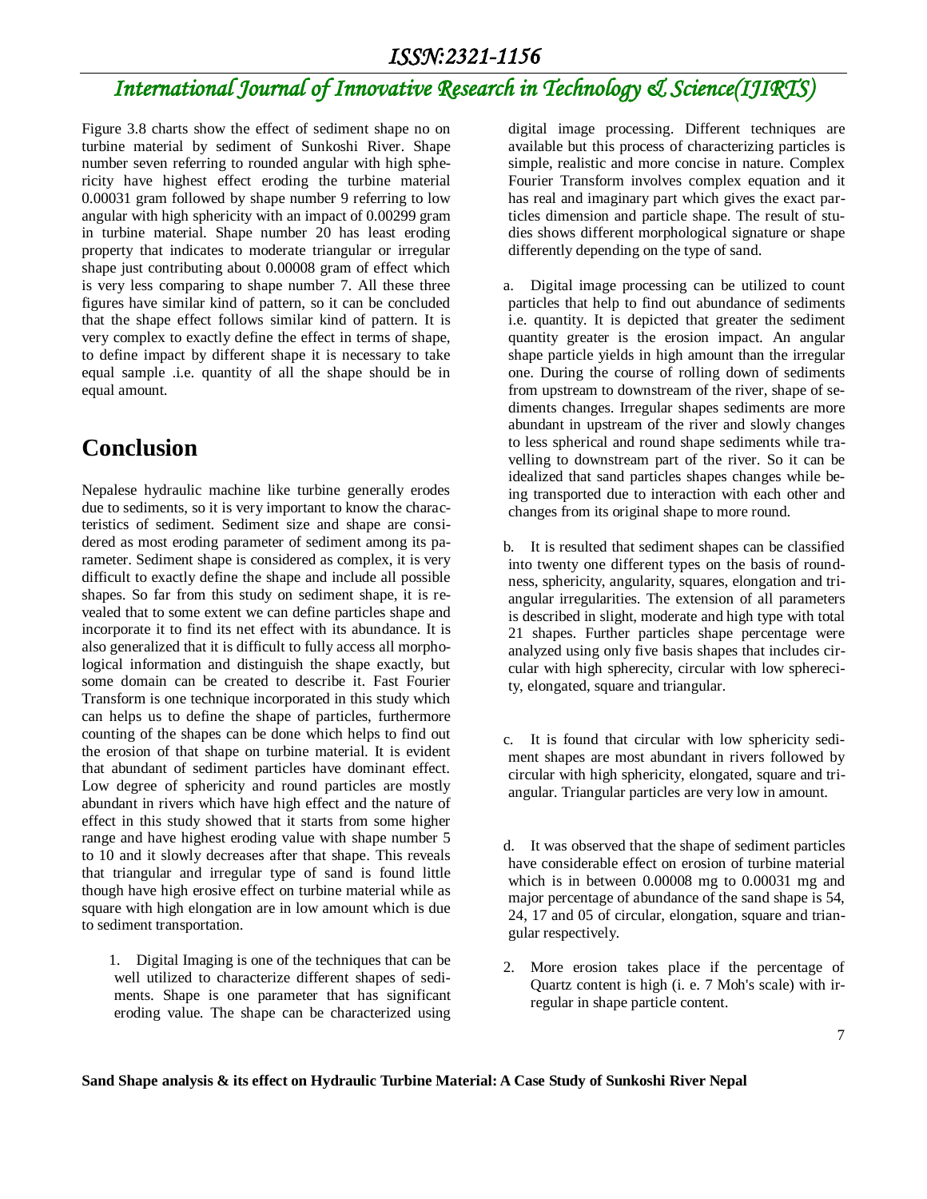Figure 3.8 charts show the effect of sediment shape no on turbine material by sediment of Sunkoshi River. Shape number seven referring to rounded angular with high sphericity have highest effect eroding the turbine material 0.00031 gram followed by shape number 9 referring to low angular with high sphericity with an impact of 0.00299 gram in turbine material. Shape number 20 has least eroding property that indicates to moderate triangular or irregular shape just contributing about 0.00008 gram of effect which is very less comparing to shape number 7. All these three figures have similar kind of pattern, so it can be concluded that the shape effect follows similar kind of pattern. It is very complex to exactly define the effect in terms of shape, to define impact by different shape it is necessary to take equal sample .i.e. quantity of all the shape should be in equal amount.

## Conclusion

Nepalese hydraulic machine like turbine generally erodes due to sediments, so it is very important to know the characteristics of sediment. Sediment size and shape are considered as most eroding parameter of sediment among its parameter. Sediment shape is considered as complex, it is very difficult to exactly define the shape and include all possible shapes. So far from this study on sediment shape, it is revealed that to some extent we can define particles shape and incorporate it to find its net effect with its abundance. It is also generalized that it is difficult to fully access all morphological information and distinguish the shape exactly, but some domain can be created to describe it. Fast Fourier Transform is one technique incorporated in this study which can helps us to define the shape of particles, furthermore counting of the shapes can be done which helps to find out the erosion of that shape on turbine material. It is evident that abundant of sediment particles have dominant effect. Low degree of sphericity and round particles are mostly abundant in rivers which have high effect and the nature of effect in this study showed that it starts from some higher range and have highest eroding value with shape number 5 to 10 and it slowly decreases after that shape. This reveals that triangular and irregular type of sand is found little though have high erosive effect on turbine material while as square with high elongation are in low amount which is due to sediment transportation.

1. Digital Imaging is one of the techniques that can be well utilized to characterize different shapes of sediments. Shape is one parameter that has significant eroding value. The shape can be characterized using digital image processing. Different techniques are available but this process of characterizing particles is simple, realistic and more concise in nature. Complex Fourier Transform involves complex equation and it has real and imaginary part which gives the exact particles dimension and particle shape. The result of studies shows different morphological signature or shape differently depending on the type of sand.

   a. Digital image processing can be utilized to count particles that help to find out abundance of sediments i.e. quantity. It is depicted that greater the sediment quantity greater is the erosion impact. An angular shape particle yields in high amount than the irregular one. During the course of rolling down of sediments from upstream to downstream of the river, shape of sediments changes. Irregular shapes sediments are more abundant in upstream of the river and slowly changes to less spherical and round shape sediments while travelling to downstream part of the river. So it can be idealized that sand particles shapes changes while being transported due to interaction with each other and changes from its original shape to more round.

   b. It is resulted that sediment shapes can be classified into twenty one different types on the basis of roundness, sphericity, angularity, squares, elongation and triangular irregularities. The extension of all parameters is described in slight, moderate and high type with total 21 shapes. Further particles shape percentage were analyzed using only five basis shapes that includes circular with high spherecity, circular with low sphereciity, elongated, square and triangular.

   c. It is found that circular with low sphericity sediment shapes are most abundant in rivers followed by circular with high sphericity, elongated, square and triangular. Triangular particles are very low in amount.

   d. It was observed that the shape of sediment particles have considerable effect on erosion of turbine material which is in between 0.00008 mg to 0.00031 mg and major percentage of abundance of the sand shape is 54, 24, 17 and 05 of circular, elongation, square and triangular respectively.

2. More erosion takes place if the percentage of Quartz content is high (i. e. 7 Moh's scale) with irregular in shape particle content.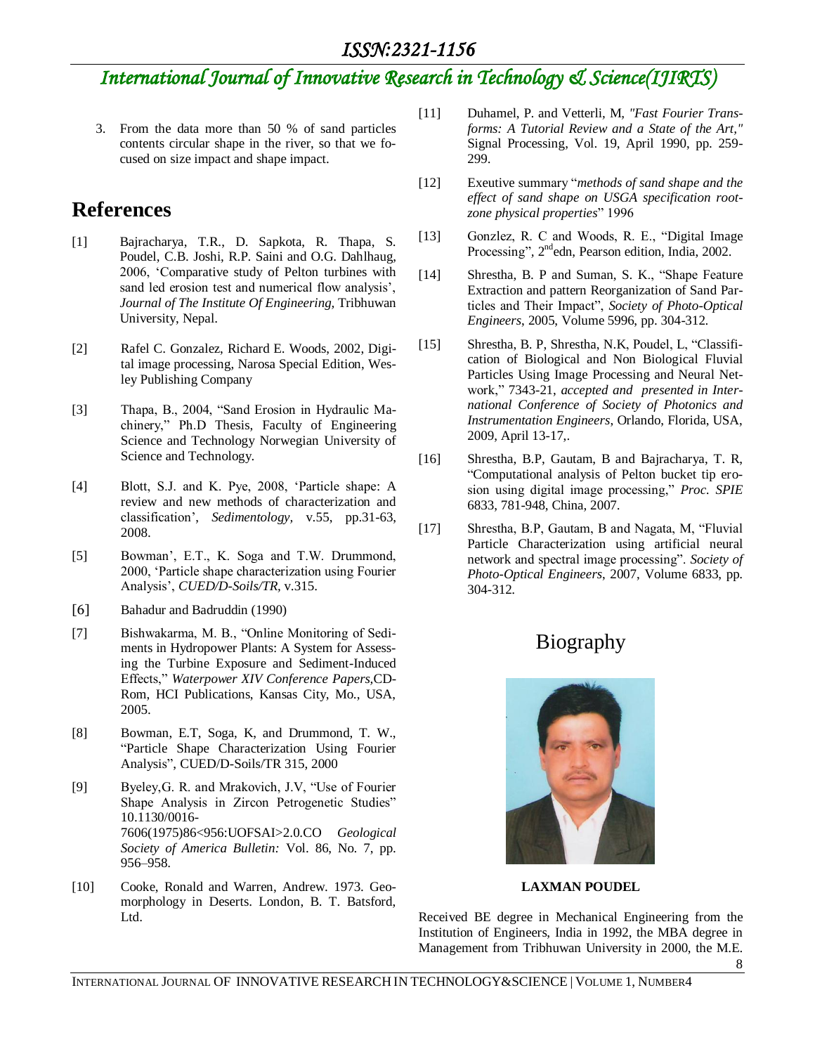3. From the data more than 50 % of sand particles contents circular shape in the river, so that we focused on size impact and shape impact.

## References

[1] Bajracharya, T.R., D. Sapkota, R. Thapa, S. Poudel, C.B. Joshi, R.P. Saini and O.G. Dahlhaug, 2006, 'Comparative study of Pelton turbines with sand led erosion test and numerical flow analysis', *Journal of The Institute Of Engineering,* Tribhuwan University, Nepal.

[2] Rafel C. Gonzalez, Richard E. Woods, 2002, Digital image processing, Narosa Special Edition, Wesley Publishing Company

[3] Thapa, B., 2004, "Sand Erosion in Hydraulic Machinery," Ph.D Thesis, Faculty of Engineering Science and Technology Norwegian University of Science and Technology.

[4] Blott, S.J. and K. Pye, 2008, 'Particle shape: A review and new methods of characterization and classification', *Sedimentology,* v.55, pp.31-63, 2008.

[5] Bowman', E.T., K. Soga and T.W. Drummond, 2000, 'Particle shape characterization using Fourier Analysis', *CUED/D-Soils/TR,* v.315.

[6] Bahadur and Badruddin (1990)

[7] Bishwakarma, M. B., "Online Monitoring of Sediments in Hydropower Plants: A System for Assessing the Turbine Exposure and Sediment-Induced Effects," *Waterpower XIV Conference Papers,*CD-Rom, HCI Publications, Kansas City, Mo., USA, 2005.

[8] Bowman, E.T, Soga, K, and Drummond, T. W., "Particle Shape Characterization Using Fourier Analysis", CUED/D-Soils/TR 315, 2000

[9] Byeley,G. R. and Mrakovich, J.V, "Use of Fourier Shape Analysis in Zircon Petrogenetic Studies" 10.1130/0016-7606(1975)86<956:UOFSAI>2.0.CO *Geological Society of America Bulletin:* Vol. 86, No. 7, pp. 956–958.

[10] Cooke, Ronald and Warren, Andrew. 1973. Geomorphology in Deserts. London, B. T. Batsford, Ltd.

[11] Duhamel, P. and Vetterli, M, *"Fast Fourier Transforms: A Tutorial Review and a State of the Art,"* Signal Processing, Vol. 19, April 1990, pp. 259-299.

[12] Exeutive summary "*methods of sand shape and the effect of sand shape on USGA specification rootzone physical properties*" 1996

[13] Gonzlez, R. C and Woods, R. E., "Digital Image Processing", 2nd edn, Pearson edition, India, 2002.

[14] Shrestha, B. P and Suman, S. K., "Shape Feature Extraction and pattern Reorganization of Sand Particles and Their Impact", *Society of Photo-Optical Engineers*, 2005, Volume 5996, pp. 304-312.

[15] Shrestha, B. P, Shrestha, N.K, Poudel, L, "Classification of Biological and Non Biological Fluvial Particles Using Image Processing and Neural Network," 7343-21, *accepted and presented in International Conference of Society of Photonics and Instrumentation Engineers*, Orlando, Florida, USA, 2009, April 13-17,.

[16] Shrestha, B.P, Gautam, B and Bajracharya, T. R, "Computational analysis of Pelton bucket tip erosion using digital image processing," *Proc. SPIE* 6833, 781-948, China, 2007.

[17] Shrestha, B.P, Gautam, B and Nagata, M, "Fluvial Particle Characterization using artificial neural network and spectral image processing". *Society of Photo-Optical Engineers*, 2007, Volume 6833, pp. 304-312.

## Biography

**LAXMAN POUDEL**

Received BE degree in Mechanical Engineering from the Institution of Engineers, India in 1992, the MBA degree in Management from Tribhuwan University in 2000, the M.E.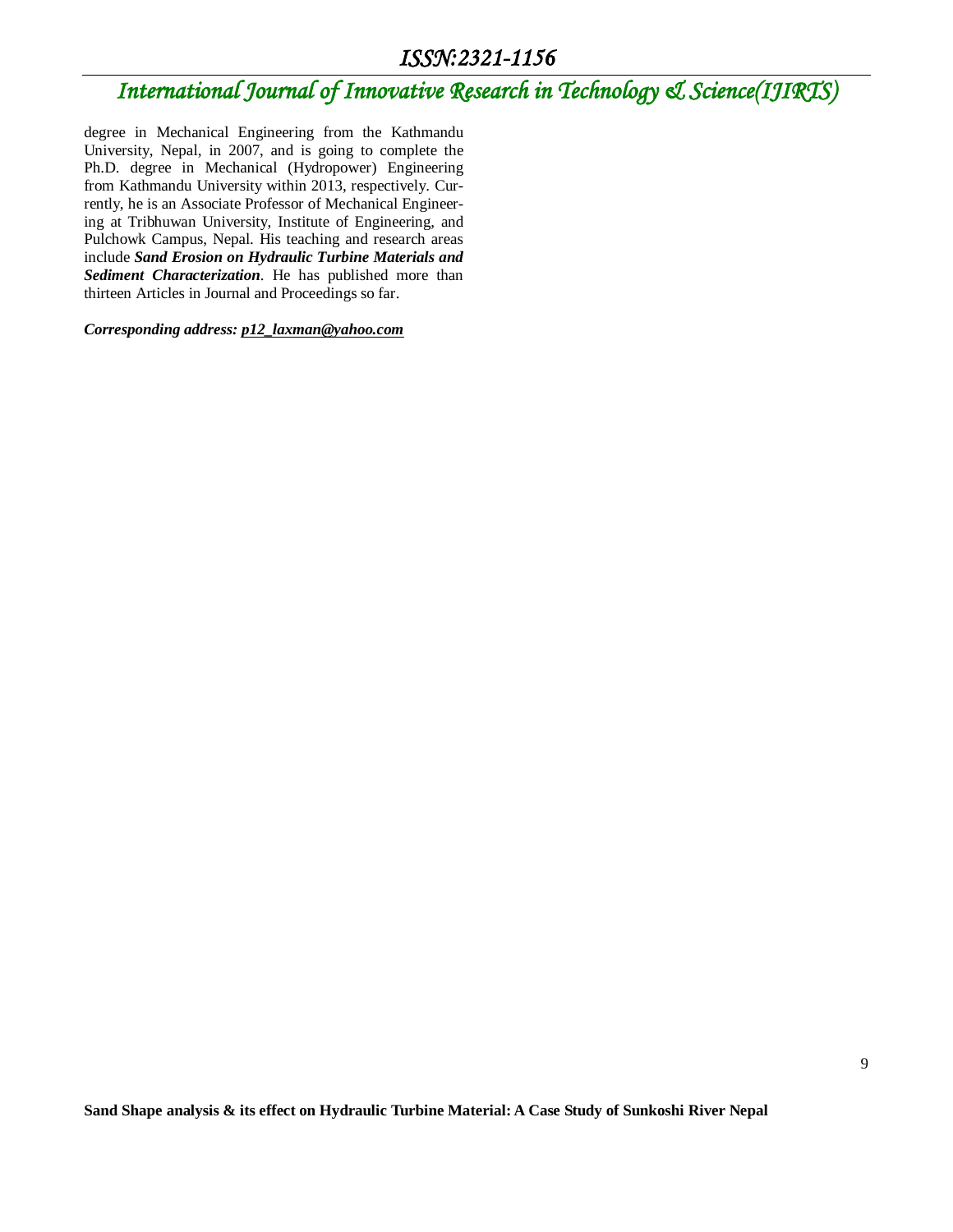degree in Mechanical Engineering from the Kathmandu University, Nepal, in 2007, and is going to complete the Ph.D. degree in Mechanical (Hydropower) Engineering from Kathmandu University within 2013, respectively. Currently, he is an Associate Professor of Mechanical Engineering at Tribhuwan University, Institute of Engineering, and Pulchowk Campus, Nepal. His teaching and research areas include ***Sand Erosion on Hydraulic Turbine Materials and Sediment Characterization***. He has published more than thirteen Articles in Journal and Proceedings so far.

***Corresponding address: p12_laxman@yahoo.com***